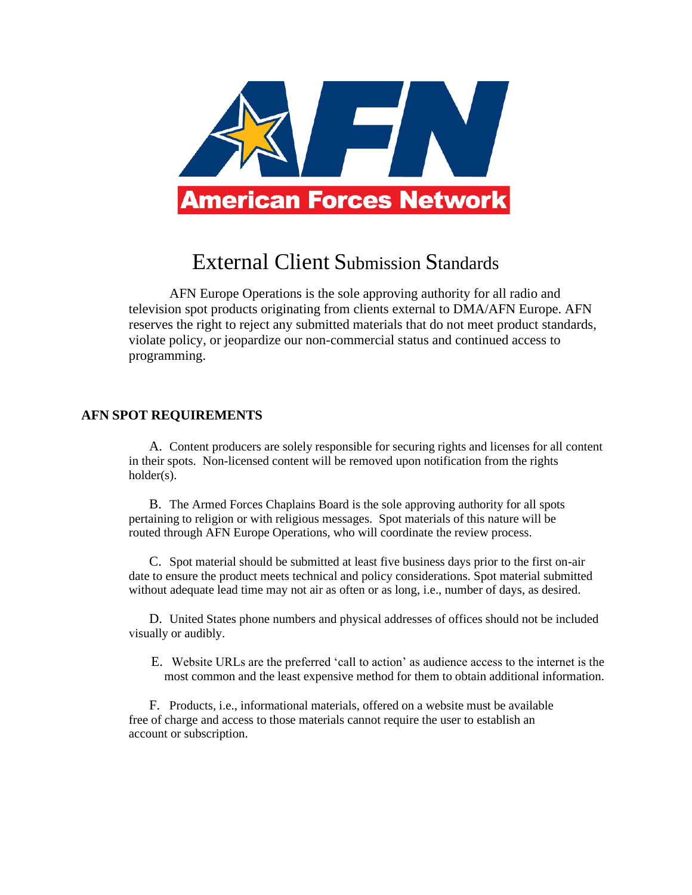American Forces Network

# External Client Submission Standards

AFN Europe Operations is the sole approving authority for all radio and television spot products originating from clients external to DMA/AFN Europe. AFN reserves the right to reject any submitted materials that do not meet product standards, violate policy, or jeopardize our non-commercial status and continued access to programming.

## AFN SPOT REQUIREMENTS

A. Content producers are solely responsible for securing rights and licenses for all content in their spots. Non-licensed content will be removed upon notification from the rights holder(s).

B. The Armed Forces Chaplains Board is the sole approving authority for all spots pertaining to religion or with religious messages. Spot materials of this nature will be routed through AFN Europe Operations, who will coordinate the review process.

C. Spot material should be submitted at least five business days prior to the first on-air date to ensure the product meets technical and policy considerations. Spot material submitted without adequate lead time may not air as often or as long, i.e., number of days, as desired.

D. United States phone numbers and physical addresses of offices should not be included visually or audibly.

E. Website URLs are the preferred 'call to action' as audience access to the internet is the most common and the least expensive method for them to obtain additional information.

F. Products, i.e., informational materials, offered on a website must be available free of charge and access to those materials cannot require the user to establish an account or subscription.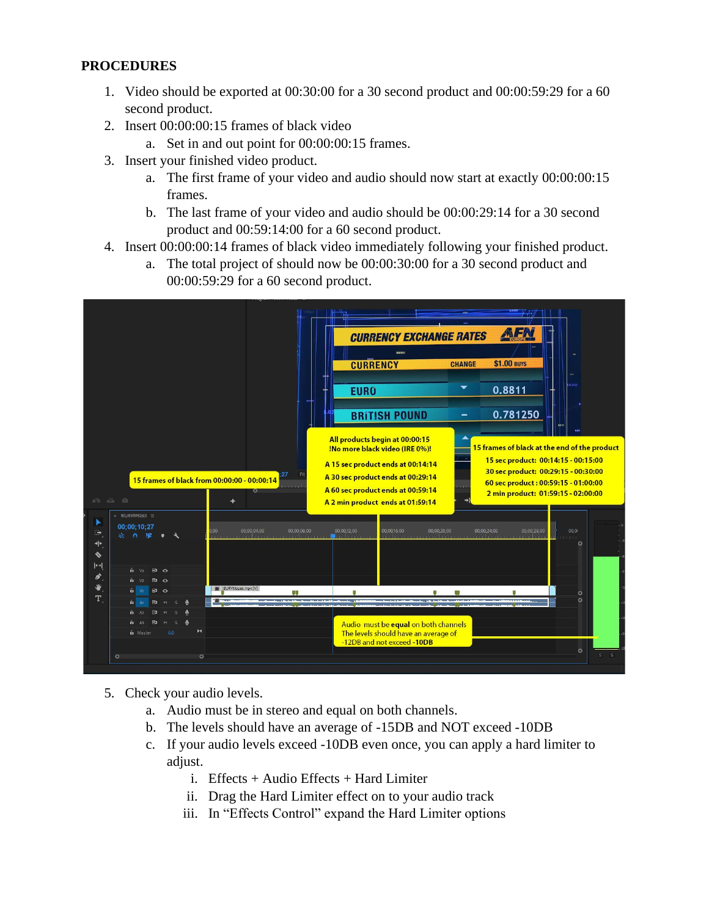**PROCEDURES**

1. Video should be exported at 00:30:00 for a 30 second product and 00:00:59:29 for a 60 second product.
2. Insert 00:00:00:15 frames of black video
   a. Set in and out point for 00:00:00:15 frames.
3. Insert your finished video product.
   a. The first frame of your video and audio should now start at exactly 00:00:00:15 frames.
   b. The last frame of your video and audio should be 00:00:29:14 for a 30 second product and 00:59:14:00 for a 60 second product.
4. Insert 00:00:00:14 frames of black video immediately following your finished product.
   a. The total project of should now be 00:00:30:00 for a 30 second product and 00:00:59:29 for a 60 second product.

5. Check your audio levels.
   a. Audio must be in stereo and equal on both channels.
   b. The levels should have an average of -15DB and NOT exceed -10DB
   c. If your audio levels exceed -10DB even once, you can apply a hard limiter to adjust.
      i. Effects + Audio Effects + Hard Limiter
      ii. Drag the Hard Limiter effect on to your audio track
      iii. In "Effects Control" expand the Hard Limiter options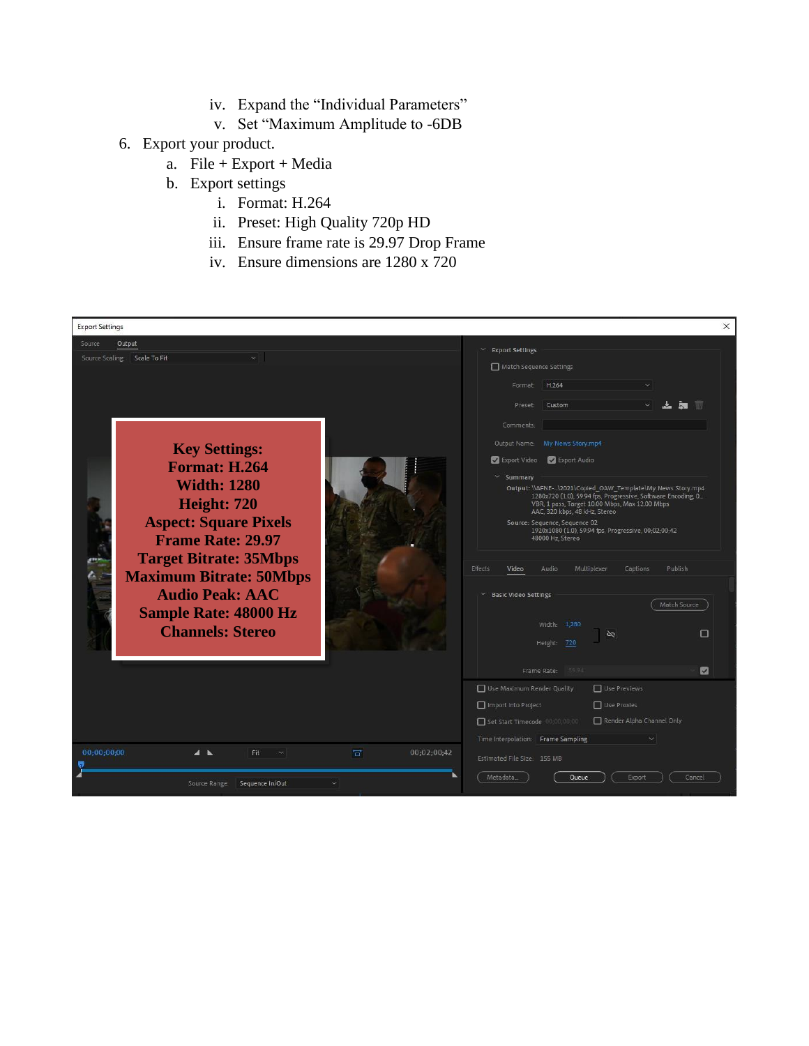iv. Expand the “Individual Parameters”
   v. Set “Maximum Amplitude to -6DB

6. Export your product.
   a. File + Export + Media
   b. Export settings
      i. Format: H.264
      ii. Preset: High Quality 720p HD
      iii. Ensure frame rate is 29.97 Drop Frame
      iv. Ensure dimensions are 1280 x 720

**Key Settings:**
**Format: H.264**
**Width: 1280**
**Height: 720**
**Aspect: Square Pixels**
**Frame Rate: 29.97**
**Target Bitrate: 35Mbps**
**Maximum Bitrate: 50Mbps**
**Audio Peak: AAC**
**Sample Rate: 48000 Hz**
**Channels: Stereo**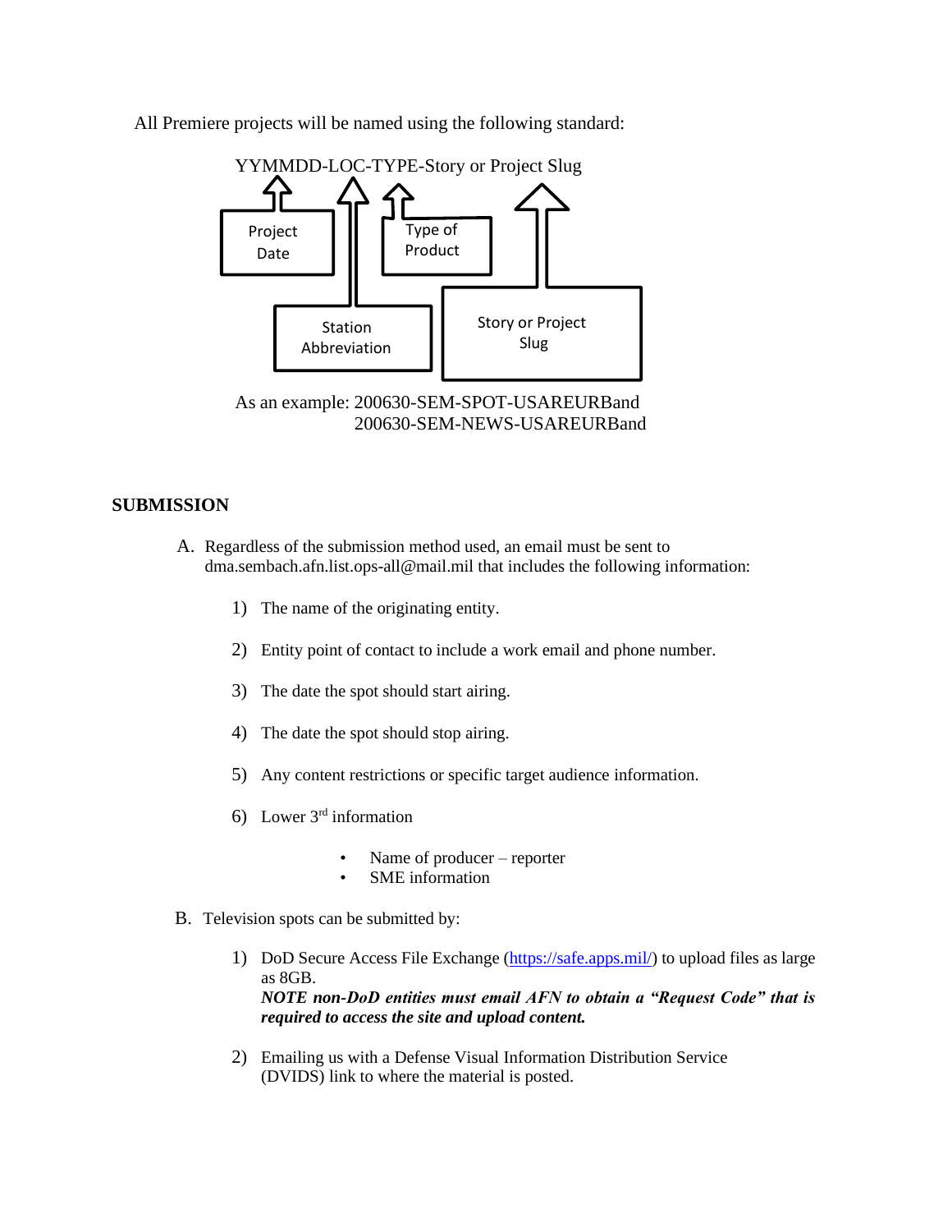All Premiere projects will be named using the following standard:

YYMMDD-LOC-TYPE-Story or Project Slug

Project Date

Station Abbreviation

Type of Product

Story or Project Slug

As an example: 200630-SEM-SPOT-USAREURBand
200630-SEM-NEWS-USAREURBand

## SUBMISSION

A. Regardless of the submission method used, an email must be sent to dma.sembach.afn.list.ops-all@mail.mil that includes the following information:

1) The name of the originating entity.

2) Entity point of contact to include a work email and phone number.

3) The date the spot should start airing.

4) The date the spot should stop airing.

5) Any content restrictions or specific target audience information.

6) Lower 3rd information

- Name of producer – reporter
- SME information

B. Television spots can be submitted by:

1) DoD Secure Access File Exchange (https://safe.apps.mil/) to upload files as large as 8GB.
***NOTE non-DoD entities must email AFN to obtain a "Request Code" that is required to access the site and upload content.***

2) Emailing us with a Defense Visual Information Distribution Service (DVIDS) link to where the material is posted.